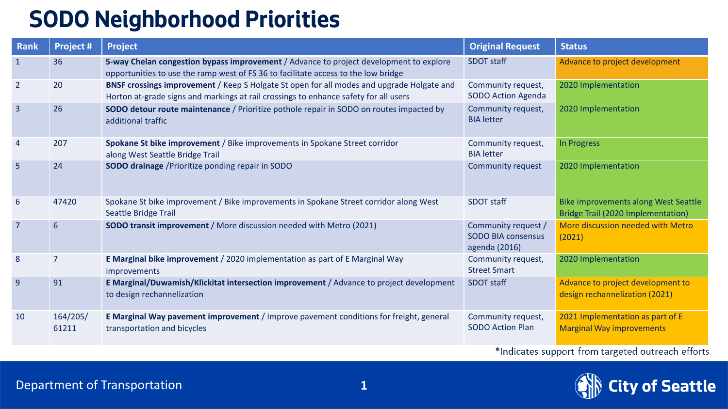# SODO Neighborhood Priorities

| Rank | Project # | Project | Original Request | Status |
|---|---|---|---|---|
| 1 | 36 | **5-way Chelan congestion bypass improvement** / Advance to project development to explore opportunities to use the ramp west of FS 36 to facilitate access to the low bridge | SDOT staff | Advance to project development |
| 2 | 20 | **BNSF crossings improvement** / Keep S Holgate St open for all modes and upgrade Holgate and Horton at-grade signs and markings at rail crossings to enhance safety for all users | Community request, SODO Action Agenda | 2020 Implementation |
| 3 | 26 | **SODO detour route maintenance** / Prioritize pothole repair in SODO on routes impacted by additional traffic | Community request, BIA letter | 2020 Implementation |
| 4 | 207 | **Spokane St bike improvement** / Bike improvements in Spokane Street corridor along West Seattle Bridge Trail | Community request, BIA letter | In Progress |
| 5 | 24 | **SODO drainage** /Prioritize ponding repair in SODO | Community request | 2020 Implementation |
| 6 | 47420 | Spokane St bike improvement / Bike improvements in Spokane Street corridor along West Seattle Bridge Trail | SDOT staff | Bike improvements along West Seattle Bridge Trail (2020 Implementation) |
| 7 | 6 | **SODO transit improvement** / More discussion needed with Metro (2021) | Community request / SODO BIA consensus agenda (2016) | More discussion needed with Metro (2021) |
| 8 | 7 | **E Marginal bike improvement** / 2020 implementation as part of E Marginal Way improvements | Community request, Street Smart | 2020 Implementation |
| 9 | 91 | **E Marginal/Duwamish/Klickitat intersection improvement** / Advance to project development to design rechannelization | SDOT staff | Advance to project development to design rechannelization (2021) |
| 10 | 164/205/ 61211 | **E Marginal Way pavement improvement** / Improve pavement conditions for freight, general transportation and bicycles | Community request, SODO Action Plan | 2021 Implementation as part of E Marginal Way improvements |

*Indicates support from targeted outreach efforts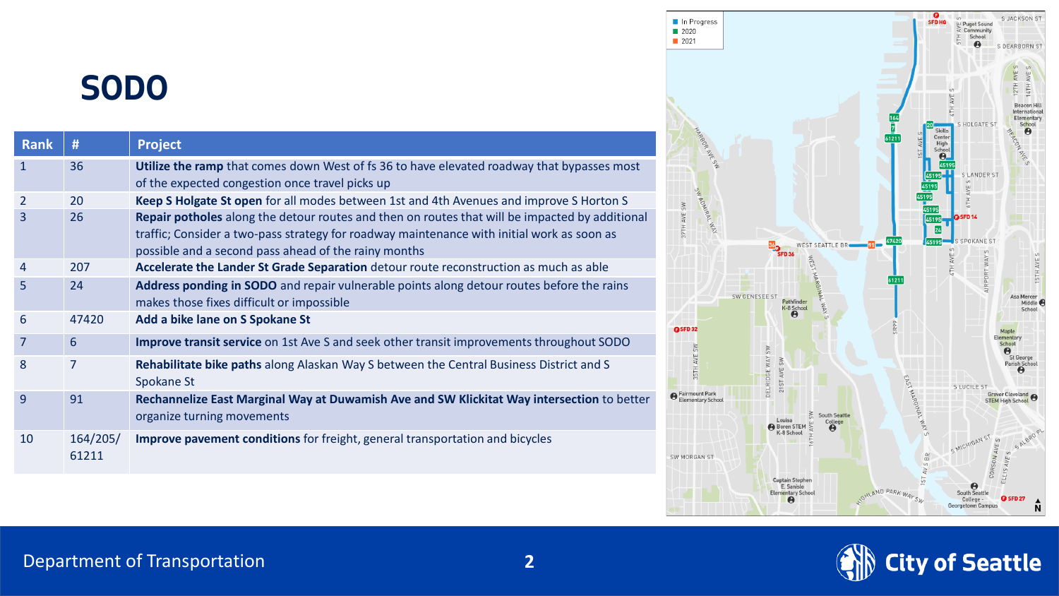# SODO

| Rank | # | Project |
|---|---|---|
| 1 | 36 | **Utilize the ramp** that comes down West of fs 36 to have elevated roadway that bypasses most of the expected congestion once travel picks up |
| 2 | 20 | **Keep S Holgate St open** for all modes between 1st and 4th Avenues and improve S Horton S |
| 3 | 26 | **Repair potholes** along the detour routes and then on routes that will be impacted by additional traffic; Consider a two-pass strategy for roadway maintenance with initial work as soon as possible and a second pass ahead of the rainy months |
| 4 | 207 | **Accelerate the Lander St Grade Separation** detour route reconstruction as much as able |
| 5 | 24 | **Address ponding in SODO** and repair vulnerable points along detour routes before the rains makes those fixes difficult or impossible |
| 6 | 47420 | **Add a bike lane on S Spokane St** |
| 7 | 6 | **Improve transit service** on 1st Ave S and seek other transit improvements throughout SODO |
| 8 | 7 | **Rehabilitate bike paths** along Alaskan Way S between the Central Business District and S Spokane St |
| 9 | 91 | **Rechannelize East Marginal Way at Duwamish Ave and SW Klickitat Way intersection** to better organize turning movements |
| 10 | 164/205/ 61211 | **Improve pavement conditions** for freight, general transportation and bicycles |

In Progress
2020
2021

Department of Transportation

City of Seattle